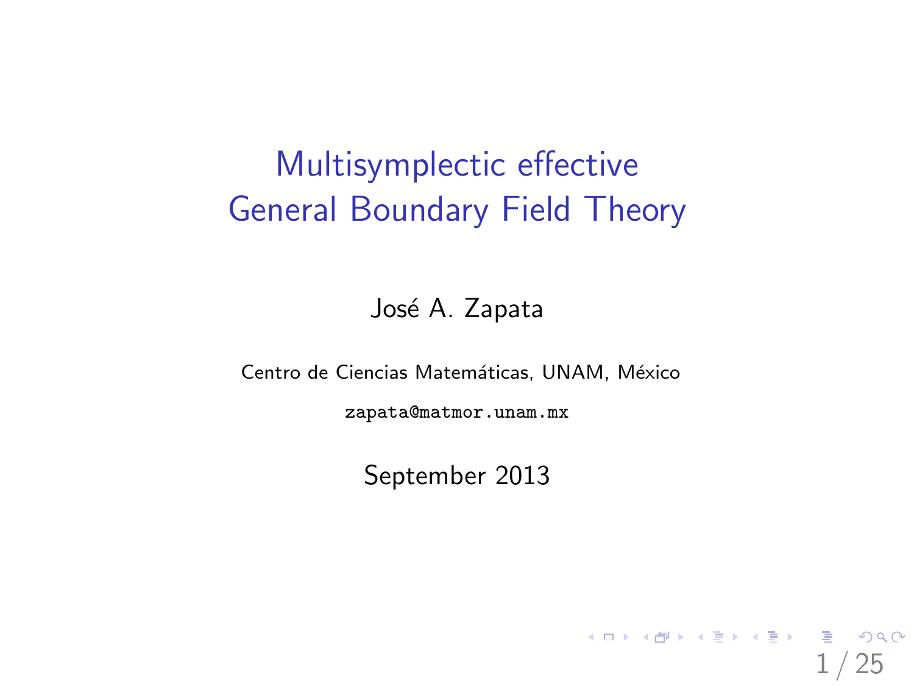# Multisymplectic effective General Boundary Field Theory

José A. Zapata

Centro de Ciencias Matemáticas, UNAM, México

zapata@matmor.unam.mx

September 2013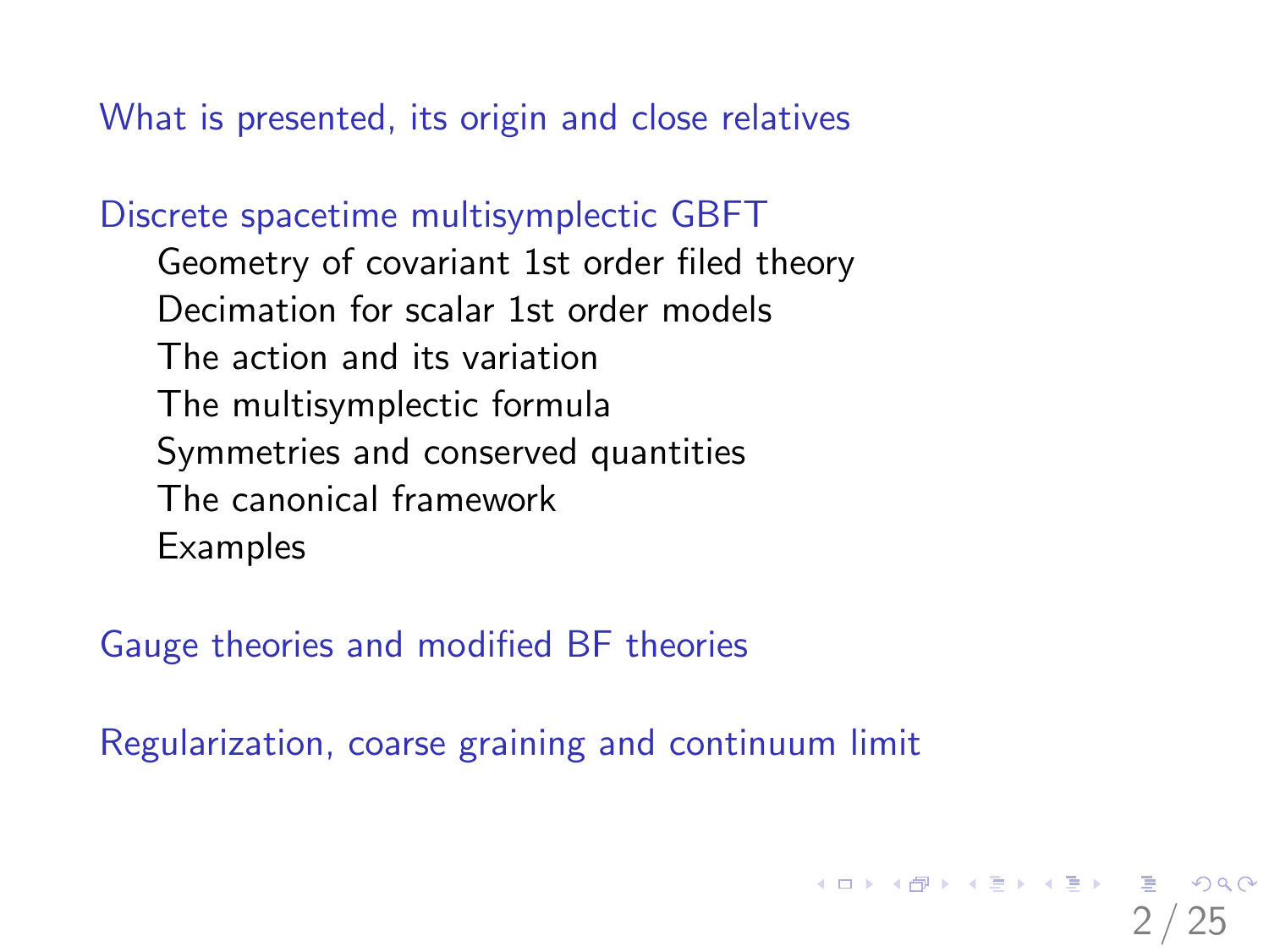What is presented, its origin and close relatives

Discrete spacetime multisymplectic GBFT

- Geometry of covariant 1st order filed theory
- Decimation for scalar 1st order models
- The action and its variation
- The multisymplectic formula
- Symmetries and conserved quantities
- The canonical framework
- Examples

Gauge theories and modified BF theories

Regularization, coarse graining and continuum limit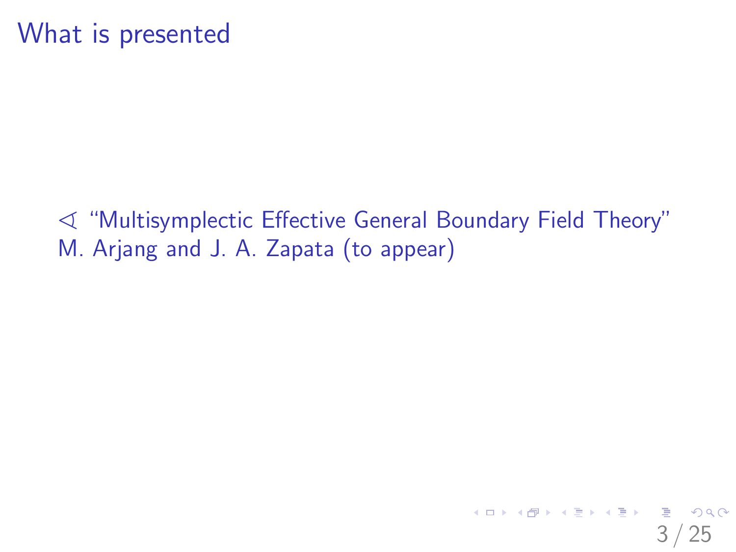# What is presented

$\vartriangleleft$ "Multisymplectic Effective General Boundary Field Theory"
M. Arjang and J. A. Zapata (to appear)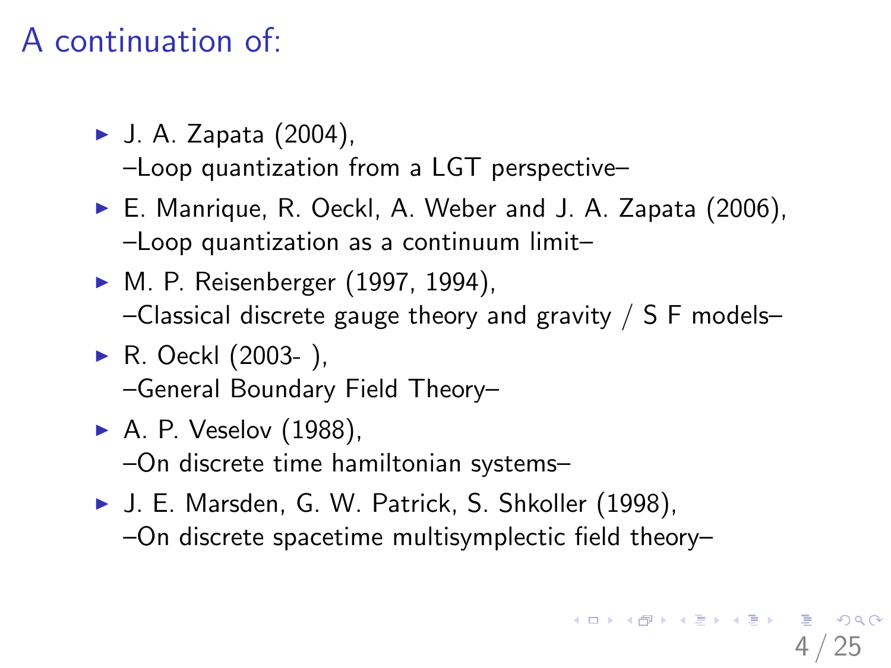# A continuation of:

- J. A. Zapata (2004),
  –Loop quantization from a LGT perspective–
- E. Manrique, R. Oeckl, A. Weber and J. A. Zapata (2006),
  –Loop quantization as a continuum limit–
- M. P. Reisenberger (1997, 1994),
  –Classical discrete gauge theory and gravity / S F models–
- R. Oeckl (2003- ),
  –General Boundary Field Theory–
- A. P. Veselov (1988),
  –On discrete time hamiltonian systems–
- J. E. Marsden, G. W. Patrick, S. Shkoller (1998),
  –On discrete spacetime multisymplectic field theory–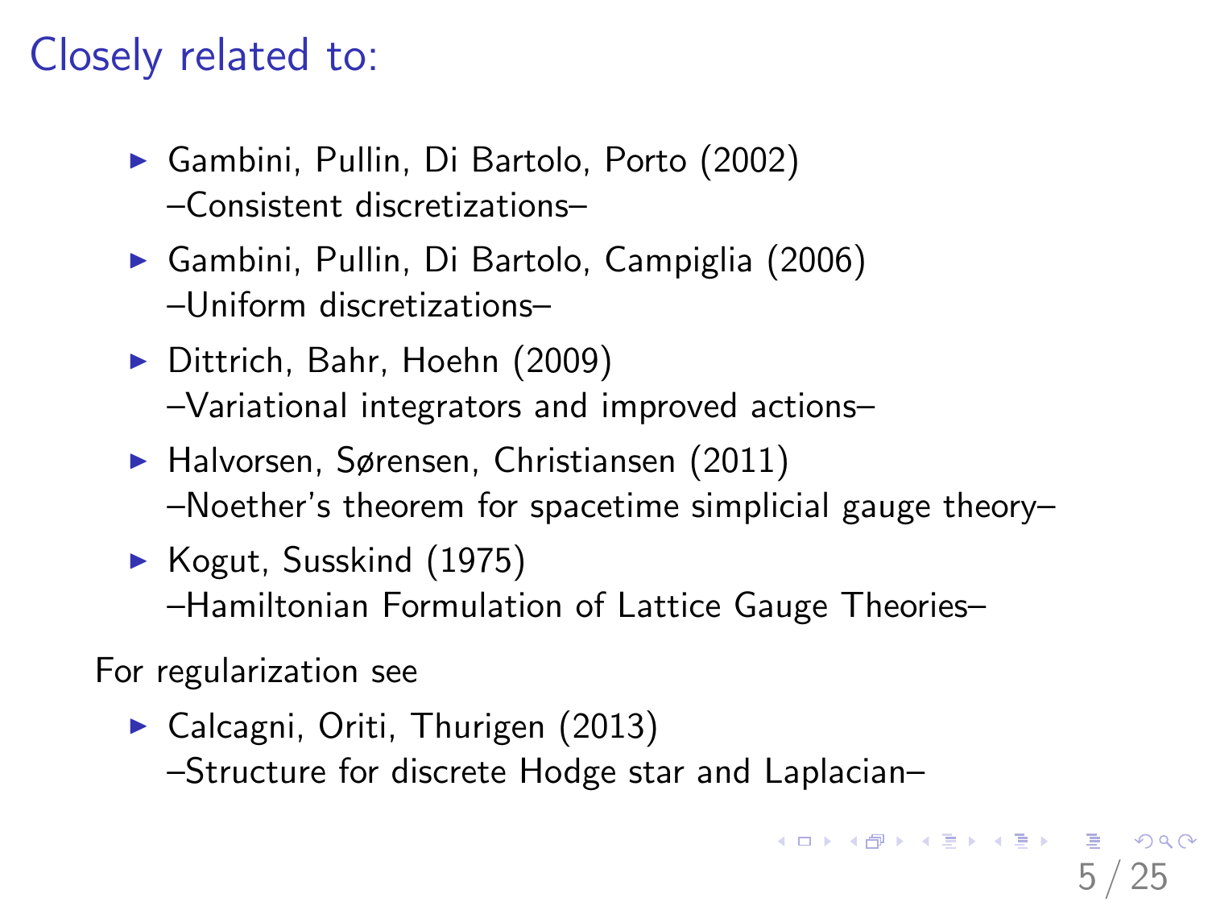# Closely related to:

- Gambini, Pullin, Di Bartolo, Porto (2002)
  –Consistent discretizations–
- Gambini, Pullin, Di Bartolo, Campiglia (2006)
  –Uniform discretizations–
- Dittrich, Bahr, Hoehn (2009)
  –Variational integrators and improved actions–
- Halvorsen, Sørensen, Christiansen (2011)
  –Noether's theorem for spacetime simplicial gauge theory–
- Kogut, Susskind (1975)
  –Hamiltonian Formulation of Lattice Gauge Theories–

For regularization see

- Calcagni, Oriti, Thurigen (2013)
  –Structure for discrete Hodge star and Laplacian–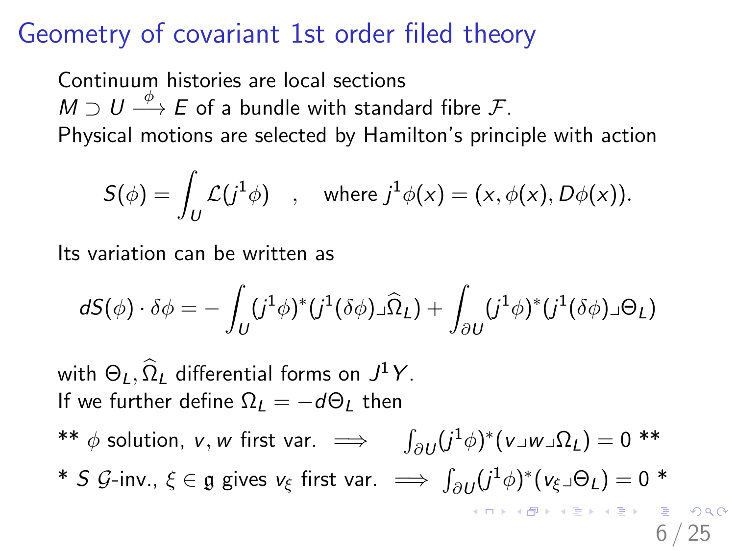# Geometry of covariant 1st order filed theory

Continuum histories are local sections
$M \supset U \xrightarrow{\phi} E$ of a bundle with standard fibre $\mathcal{F}$.
Physical motions are selected by Hamilton's principle with action

$$S(\phi) = \int_U \mathcal{L}(j^1\phi) \quad , \quad \text{where } j^1\phi(x) = (x, \phi(x), D\phi(x)).$$

Its variation can be written as

$$dS(\phi)\cdot\delta\phi = -\int_U (j^1\phi)^*(j^1(\delta\phi) \lrcorner \widehat{\Omega}_L) + \int_{\partial U} (j^1\phi)^*(j^1(\delta\phi) \lrcorner \Theta_L)$$

with $\Theta_L, \widehat{\Omega}_L$ differential forms on $J^1 Y$.
If we further define $\Omega_L = -d\Theta_L$ then

** $\phi$ solution, $v, w$ first var. $\implies \quad \int_{\partial U} (j^1\phi)^*(v \lrcorner w \lrcorner \Omega_L) = 0$ **

* $S$ $\mathcal{G}$-inv., $\xi \in \mathfrak{g}$ gives $v_\xi$ first var. $\implies \int_{\partial U} (j^1\phi)^*(v_\xi \lrcorner \Theta_L) = 0$ *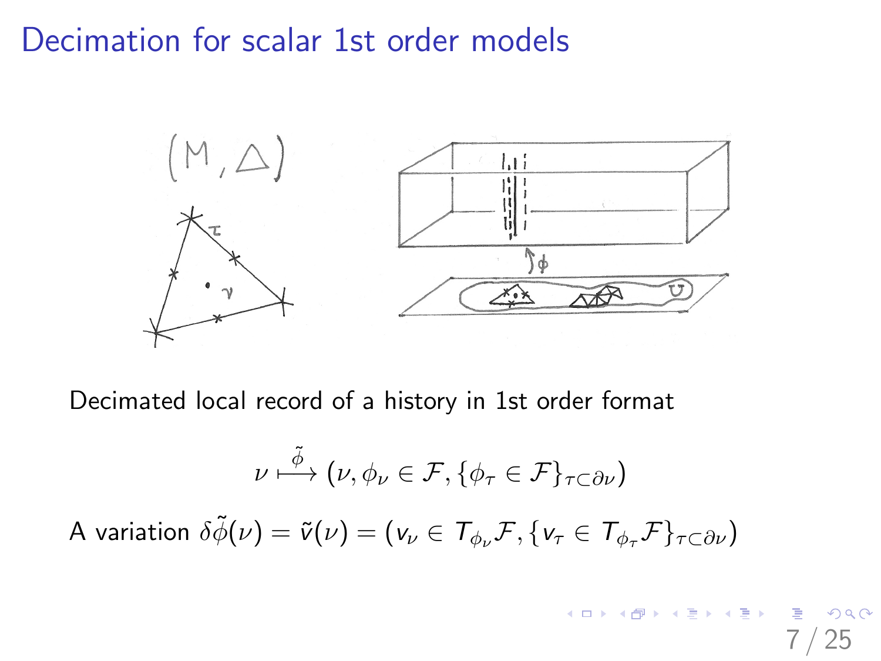# Decimation for scalar 1st order models

Decimated local record of a history in 1st order format

$$\nu \overset{\tilde{\phi}}{\longmapsto} (\nu, \phi_\nu \in \mathcal{F}, \{\phi_\tau \in \mathcal{F}\}_{\tau \subset \partial\nu})$$

A variation $\delta\tilde{\phi}(\nu) = \tilde{v}(\nu) = (v_\nu \in T_{\phi_\nu}\mathcal{F}, \{v_\tau \in T_{\phi_\tau}\mathcal{F}\}_{\tau \subset \partial\nu})$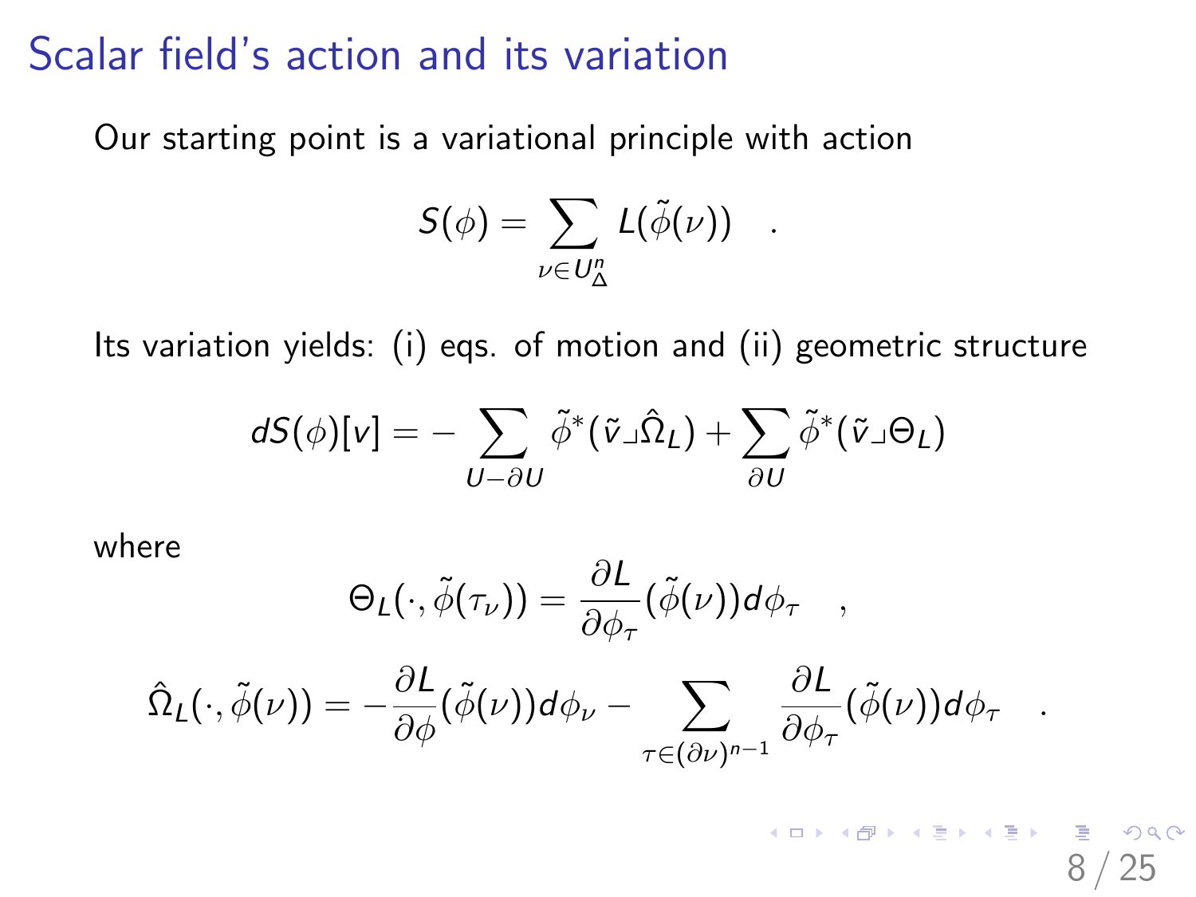# Scalar field's action and its variation

Our starting point is a variational principle with action

$$S(\phi) = \sum_{\nu \in U^n_\Delta} L(\tilde{\phi}(\nu)) \quad .$$

Its variation yields: (i) eqs. of motion and (ii) geometric structure

$$dS(\phi)[v] = - \sum_{U - \partial U} \tilde{\phi}^*(\tilde{v} \lrcorner \hat{\Omega}_L) + \sum_{\partial U} \tilde{\phi}^*(\tilde{v} \lrcorner \Theta_L)$$

where

$$\Theta_L(\cdot, \tilde{\phi}(\tau_\nu)) = \frac{\partial L}{\partial \phi_\tau}(\tilde{\phi}(\nu)) d\phi_\tau \quad ,$$

$$\hat{\Omega}_L(\cdot, \tilde{\phi}(\nu)) = -\frac{\partial L}{\partial \phi}(\tilde{\phi}(\nu)) d\phi_\nu - \sum_{\tau \in (\partial \nu)^{n-1}} \frac{\partial L}{\partial \phi_\tau}(\tilde{\phi}(\nu)) d\phi_\tau \quad .$$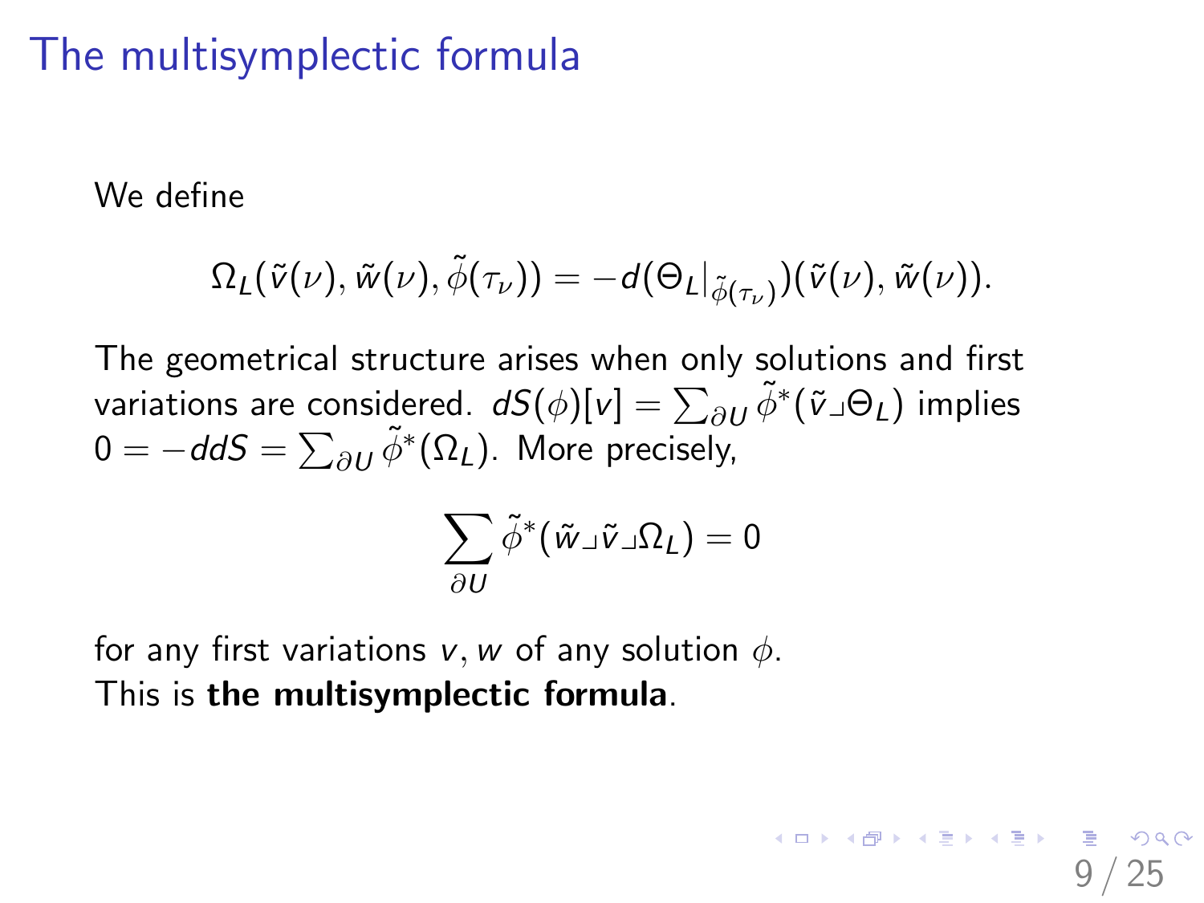# The multisymplectic formula

We define

$$\Omega_L(\tilde{v}(\nu), \tilde{w}(\nu), \tilde{\phi}(\tau_\nu)) = -d(\Theta_L|_{\tilde{\phi}(\tau_\nu)})(\tilde{v}(\nu), \tilde{w}(\nu)).$$

The geometrical structure arises when only solutions and first variations are considered. $dS(\phi)[v] = \sum_{\partial U} \tilde{\phi}^*(\tilde{v} \lrcorner \Theta_L)$ implies $0 = -ddS = \sum_{\partial U} \tilde{\phi}^*(\Omega_L)$. More precisely,

$$\sum_{\partial U} \tilde{\phi}^*(\tilde{w} \lrcorner \tilde{v} \lrcorner \Omega_L) = 0$$

for any first variations $v, w$ of any solution $\phi$.
This is **the multisymplectic formula**.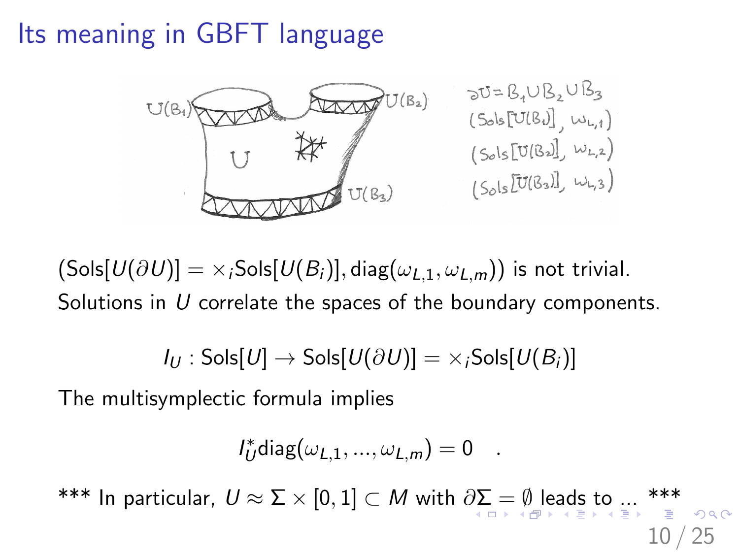# Its meaning in GBFT language

$\partial U = B_1 \cup B_2 \cup B_3$

$(\mathrm{Sols}[U(B_1)], \omega_{L,1})$

$(\mathrm{Sols}[U(B_2)], \omega_{L,2})$

$(\mathrm{Sols}[U(B_3)], \omega_{L,3})$

$(\mathrm{Sols}[U(\partial U)] = \times_i \mathrm{Sols}[U(B_i)], \mathrm{diag}(\omega_{L,1}, \omega_{L,m}))$ is not trivial.

Solutions in $U$ correlate the spaces of the boundary components.

$$I_U : \mathrm{Sols}[U] \to \mathrm{Sols}[U(\partial U)] = \times_i \mathrm{Sols}[U(B_i)]$$

The multisymplectic formula implies

$$I_U^* \mathrm{diag}(\omega_{L,1}, ..., \omega_{L,m}) = 0 \quad .$$

*** In particular, $U \approx \Sigma \times [0, 1] \subset M$ with $\partial\Sigma = \emptyset$ leads to ... ***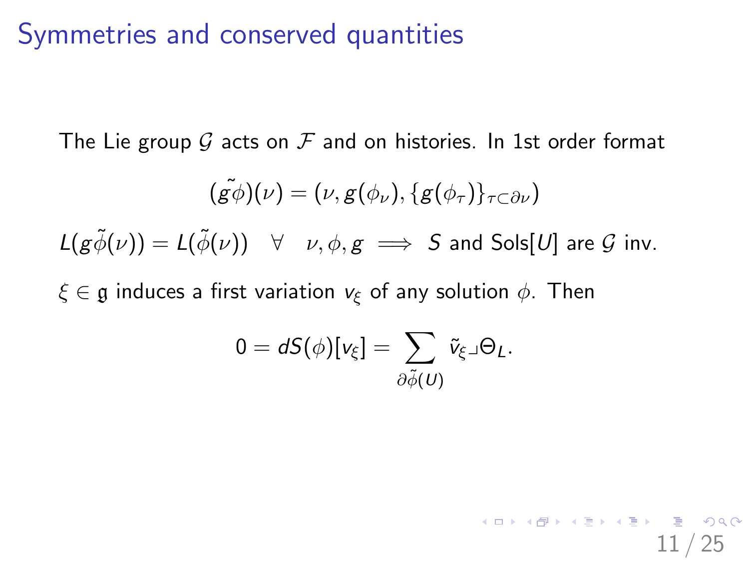# Symmetries and conserved quantities

The Lie group $\mathcal{G}$ acts on $\mathcal{F}$ and on histories. In 1st order format

$$(\tilde{g\phi})(\nu) = (\nu, g(\phi_\nu), \{g(\phi_\tau)\}_{\tau \subset \partial\nu})$$

$L(g\tilde{\phi}(\nu)) = L(\tilde{\phi}(\nu)) \quad \forall \quad \nu, \phi, g \implies S$ and $\mathrm{Sols}[U]$ are $\mathcal{G}$ inv.

$\xi \in \mathfrak{g}$ induces a first variation $v_\xi$ of any solution $\phi$. Then

$$0 = dS(\phi)[v_\xi] = \sum_{\partial\tilde{\phi}(U)} \tilde{v}_\xi \lrcorner \Theta_L.$$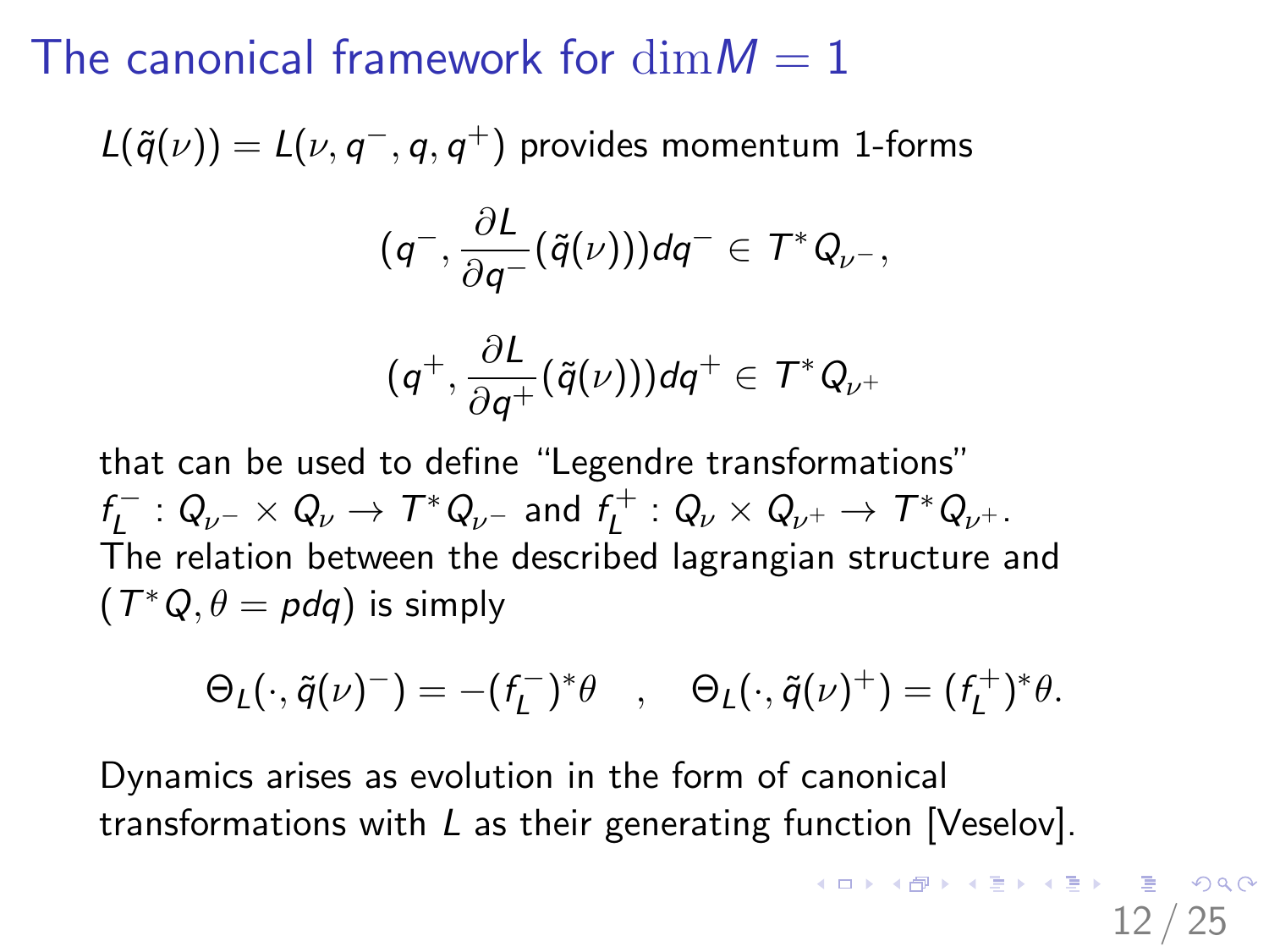# The canonical framework for $\dim M = 1$

$L(\tilde{q}(\nu)) = L(\nu, q^-, q, q^+)$ provides momentum 1-forms

$$(q^-, \frac{\partial L}{\partial q^-}(\tilde{q}(\nu)))dq^- \in T^*Q_{\nu^-},$$

$$(q^+, \frac{\partial L}{\partial q^+}(\tilde{q}(\nu)))dq^+ \in T^*Q_{\nu^+}$$

that can be used to define "Legendre transformations" $f_L^- : Q_{\nu^-} \times Q_\nu \to T^*Q_{\nu^-}$ and $f_L^+ : Q_\nu \times Q_{\nu^+} \to T^*Q_{\nu^+}$.
The relation between the described lagrangian structure and $(T^*Q, \theta = pdq)$ is simply

$$\Theta_L(\cdot, \tilde{q}(\nu)^-) = -(f_L^-)^*\theta \quad , \quad \Theta_L(\cdot, \tilde{q}(\nu)^+) = (f_L^+)^*\theta.$$

Dynamics arises as evolution in the form of canonical transformations with $L$ as their generating function [Veselov].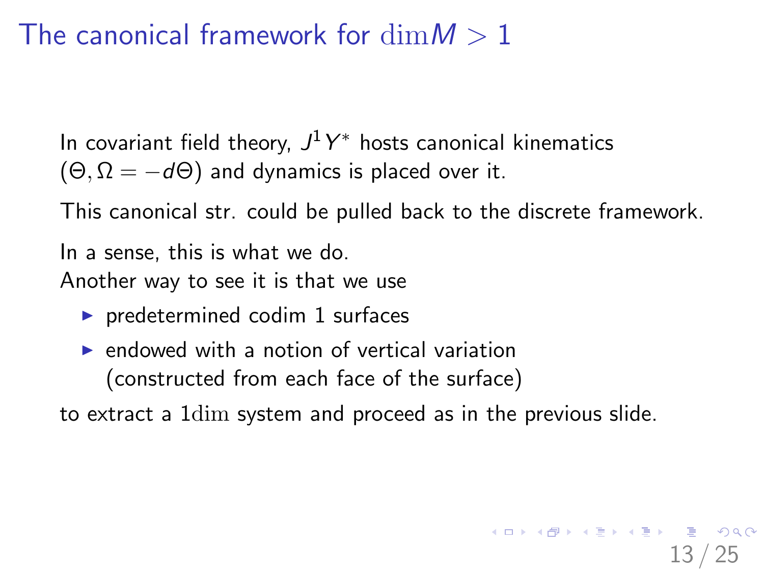# The canonical framework for $\dim M > 1$

In covariant field theory, $J^1Y^*$ hosts canonical kinematics $(\Theta, \Omega = -d\Theta)$ and dynamics is placed over it.

This canonical str. could be pulled back to the discrete framework.

In a sense, this is what we do.
Another way to see it is that we use

- predetermined codim 1 surfaces
- endowed with a notion of vertical variation (constructed from each face of the surface)

to extract a $1\dim$ system and proceed as in the previous slide.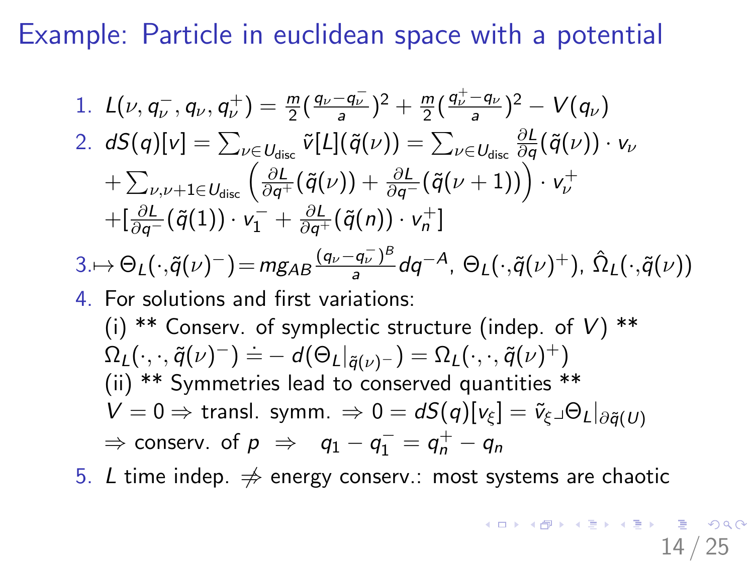# Example: Particle in euclidean space with a potential

1. $L(\nu, q_\nu^-, q_\nu, q_\nu^+) = \frac{m}{2}(\frac{q_\nu - q_\nu^-}{a})^2 + \frac{m}{2}(\frac{q_\nu^+ - q_\nu}{a})^2 - V(q_\nu)$
2. $dS(q)[v] = \sum_{\nu \in U_{\text{disc}}} \tilde{v}[L](\tilde{q}(\nu)) = \sum_{\nu \in U_{\text{disc}}} \frac{\partial L}{\partial q}(\tilde{q}(\nu)) \cdot v_\nu$
   $+ \sum_{\nu, \nu+1 \in U_{\text{disc}}} \left( \frac{\partial L}{\partial q^+}(\tilde{q}(\nu)) + \frac{\partial L}{\partial q^-}(\tilde{q}(\nu+1)) \right) \cdot v_\nu^+$
   $+ [\frac{\partial L}{\partial q^-}(\tilde{q}(1)) \cdot v_1^- + \frac{\partial L}{\partial q^+}(\tilde{q}(n)) \cdot v_n^+]$
3. $\mapsto \Theta_L(\cdot, \tilde{q}(\nu)^-) = m g_{AB} \frac{(q_\nu - q_\nu^-)^B}{a} dq^{-A}$, $\Theta_L(\cdot, \tilde{q}(\nu)^+)$, $\hat{\Omega}_L(\cdot, \tilde{q}(\nu))$
4. For solutions and first variations:
   (i) ** Conserv. of symplectic structure (indep. of $V$) **
   $\Omega_L(\cdot, \cdot, \tilde{q}(\nu)^-) \doteq - d(\Theta_L|_{\tilde{q}(\nu)^-}) = \Omega_L(\cdot, \cdot, \tilde{q}(\nu)^+)$
   (ii) ** Symmetries lead to conserved quantities **
   $V = 0 \Rightarrow$ transl. symm. $\Rightarrow 0 = dS(q)[v_\xi] = \tilde{v}_\xi \lrcorner \Theta_L|_{\partial \tilde{q}(U)}$
   $\Rightarrow$ conserv. of $p \;\; \Rightarrow \quad q_1 - q_1^- = q_n^+ - q_n$
5. $L$ time indep. $\not\Rightarrow$ energy conserv.: most systems are chaotic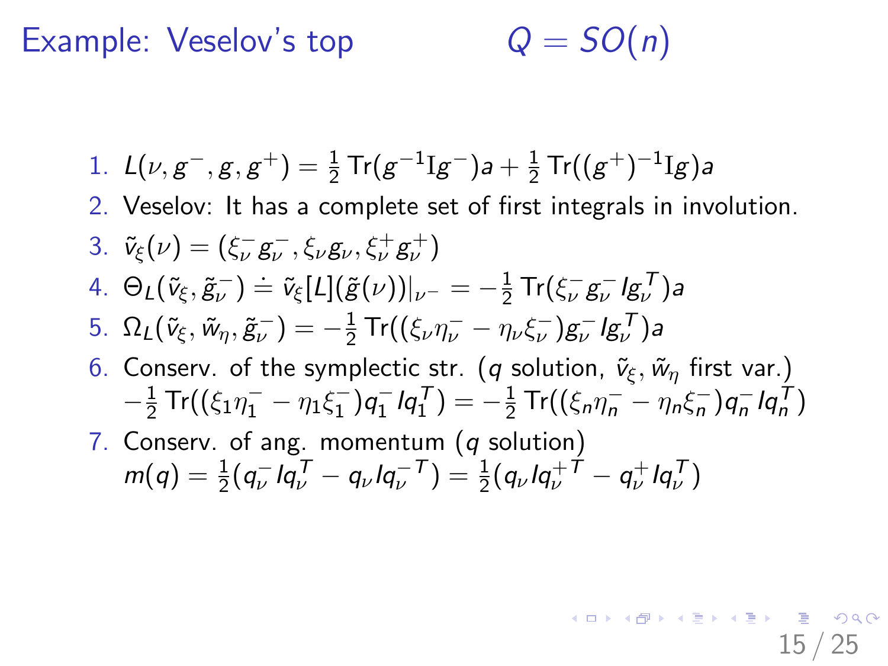# Example: Veselov's top $\quad Q = SO(n)$

1. $L(\nu, g^-, g, g^+) = \frac{1}{2}\operatorname{Tr}(g^{-1}\mathrm{I}g^-)a + \frac{1}{2}\operatorname{Tr}((g^+)^{-1}\mathrm{I}g)a$
2. Veselov: It has a complete set of first integrals in involution.
3. $\tilde{v}_\xi(\nu) = (\xi_\nu^- g_\nu^-, \xi_\nu g_\nu, \xi_\nu^+ g_\nu^+)$
4. $\Theta_L(\tilde{v}_\xi, \tilde{g}_\nu^-) \doteq \tilde{v}_\xi[L](\tilde{g}(\nu))|_{\nu^-} = -\frac{1}{2}\operatorname{Tr}(\xi_\nu^- g_\nu^- I g_\nu^T)a$
5. $\Omega_L(\tilde{v}_\xi, \tilde{w}_\eta, \tilde{g}_\nu^-) = -\frac{1}{2}\operatorname{Tr}((\xi_\nu \eta_\nu^- - \eta_\nu \xi_\nu^-) g_\nu^- I g_\nu^T)a$
6. Conserv. of the symplectic str. ($q$ solution, $\tilde{v}_\xi, \tilde{w}_\eta$ first var.)
   $-\frac{1}{2}\operatorname{Tr}((\xi_1 \eta_1^- - \eta_1 \xi_1^-) q_1^- I q_1^T) = -\frac{1}{2}\operatorname{Tr}((\xi_n \eta_n^- - \eta_n \xi_n^-) q_n^- I q_n^T)$
7. Conserv. of ang. momentum ($q$ solution)
   $m(q) = \frac{1}{2}(q_\nu^- I q_\nu^T - q_\nu I q_\nu^{-\,T}) = \frac{1}{2}(q_\nu I q_\nu^{+\,T} - q_\nu^+ I q_\nu^T)$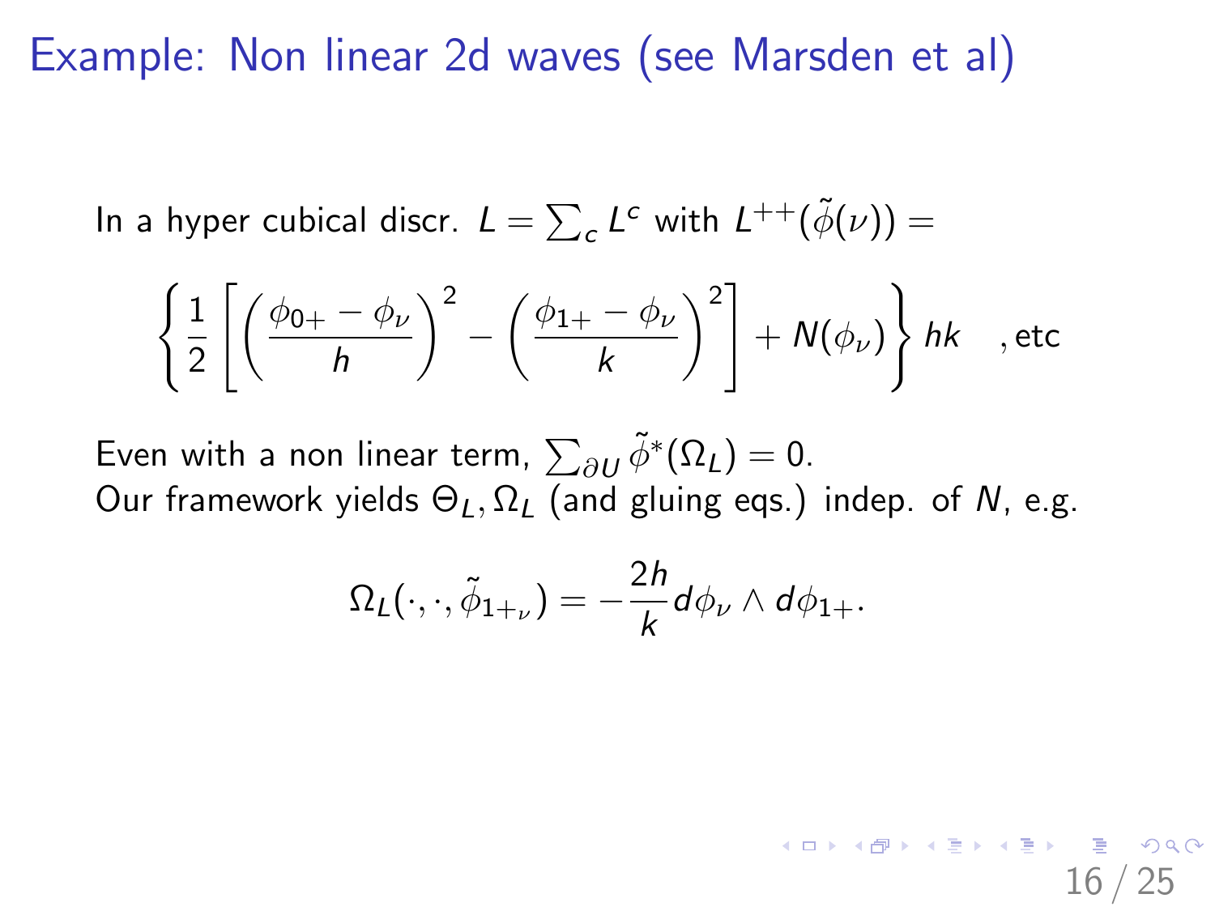# Example: Non linear 2d waves (see Marsden et al)

In a hyper cubical discr. $L = \sum_c L^c$ with $L^{++}(\tilde{\phi}(\nu)) =$

$$\left\{ \frac{1}{2} \left[ \left( \frac{\phi_{0+} - \phi_\nu}{h} \right)^2 - \left( \frac{\phi_{1+} - \phi_\nu}{k} \right)^2 \right] + N(\phi_\nu) \right\} hk \quad \text{, etc}$$

Even with a non linear term, $\sum_{\partial U} \tilde{\phi}^*(\Omega_L) = 0$.
Our framework yields $\Theta_L, \Omega_L$ (and gluing eqs.) indep. of $N$, e.g.

$$\Omega_L(\cdot, \cdot, \tilde{\phi}_{1+_\nu}) = -\frac{2h}{k} d\phi_\nu \wedge d\phi_{1+}.$$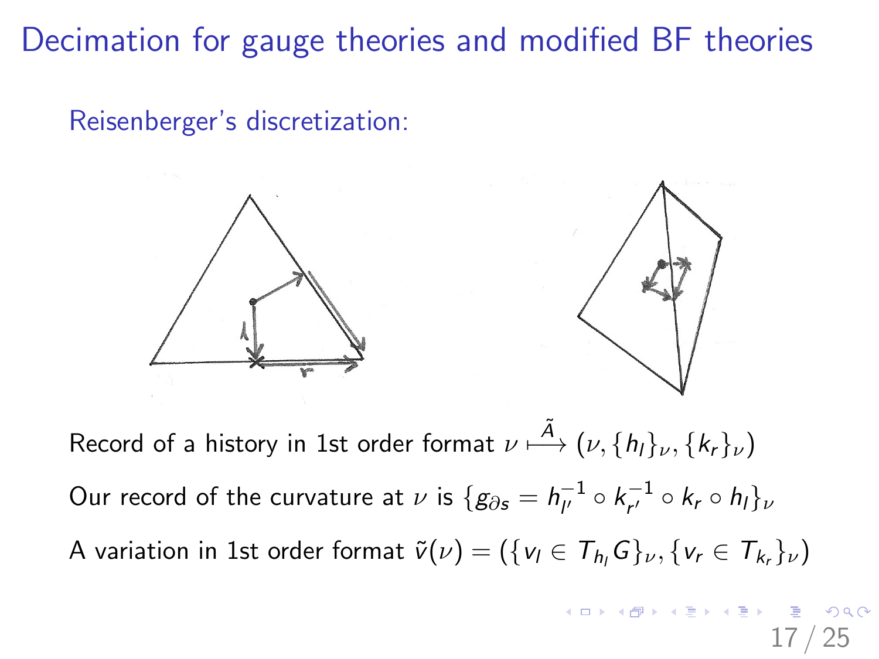# Decimation for gauge theories and modified BF theories

## Reisenberger's discretization:

Record of a history in 1st order format $\nu \overset{\tilde{A}}{\longmapsto} (\nu, \{h_l\}_\nu, \{k_r\}_\nu)$

Our record of the curvature at $\nu$ is $\{g_{\partial s} = h_{l'}^{-1} \circ k_{r'}^{-1} \circ k_r \circ h_l\}_\nu$

A variation in 1st order format $\tilde{v}(\nu) = (\{v_l \in T_{h_l} G\}_\nu, \{v_r \in T_{k_r}\}_\nu)$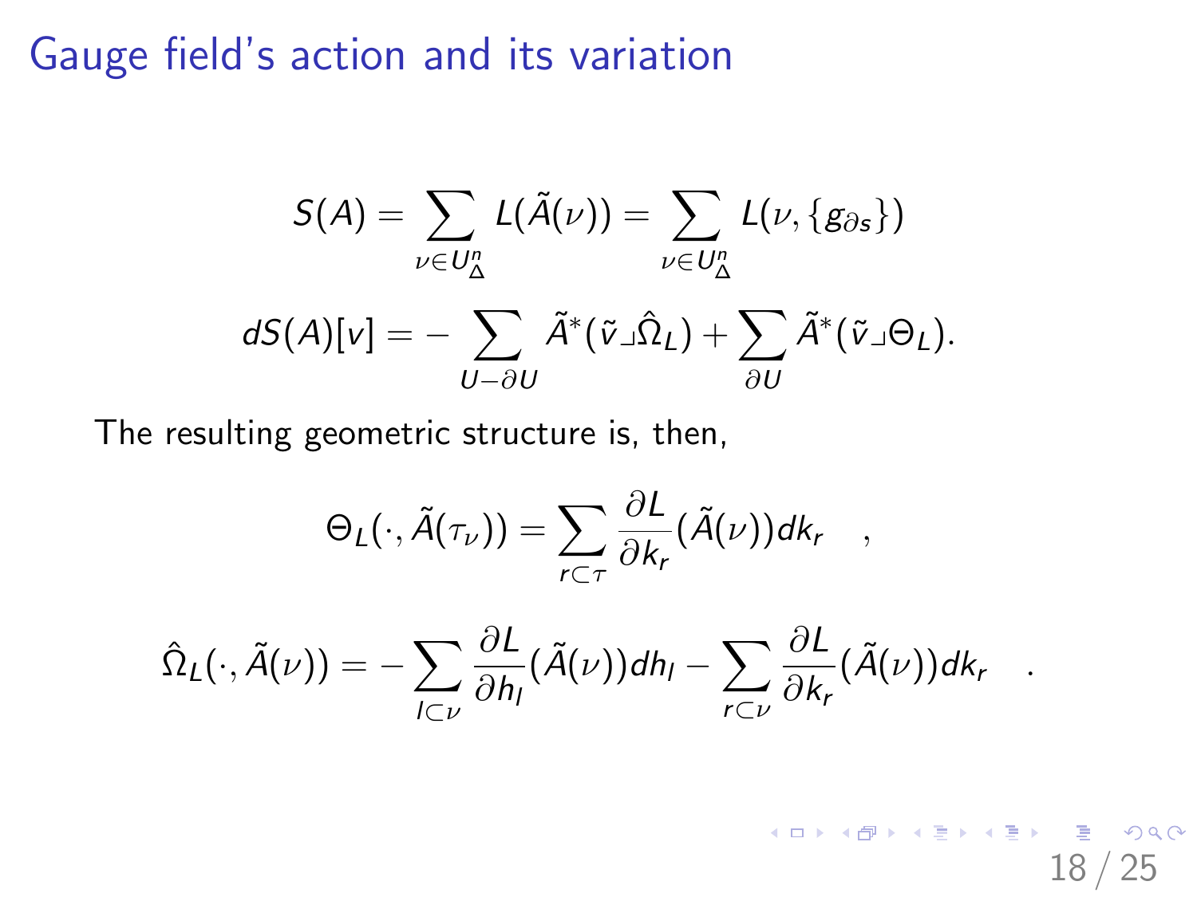# Gauge field's action and its variation

$$S(A) = \sum_{\nu \in U_\Delta^n} L(\tilde{A}(\nu)) = \sum_{\nu \in U_\Delta^n} L(\nu, \{g_{\partial s}\})$$

$$dS(A)[v] = -\sum_{U - \partial U} \tilde{A}^*(\tilde{v} \lrcorner \hat{\Omega}_L) + \sum_{\partial U} \tilde{A}^*(\tilde{v} \lrcorner \Theta_L).$$

The resulting geometric structure is, then,

$$\Theta_L(\cdot, \tilde{A}(\tau_\nu)) = \sum_{r \subset \tau} \frac{\partial L}{\partial k_r}(\tilde{A}(\nu)) dk_r \quad ,$$

$$\hat{\Omega}_L(\cdot, \tilde{A}(\nu)) = -\sum_{l \subset \nu} \frac{\partial L}{\partial h_l}(\tilde{A}(\nu)) dh_l - \sum_{r \subset \nu} \frac{\partial L}{\partial k_r}(\tilde{A}(\nu)) dk_r \quad .$$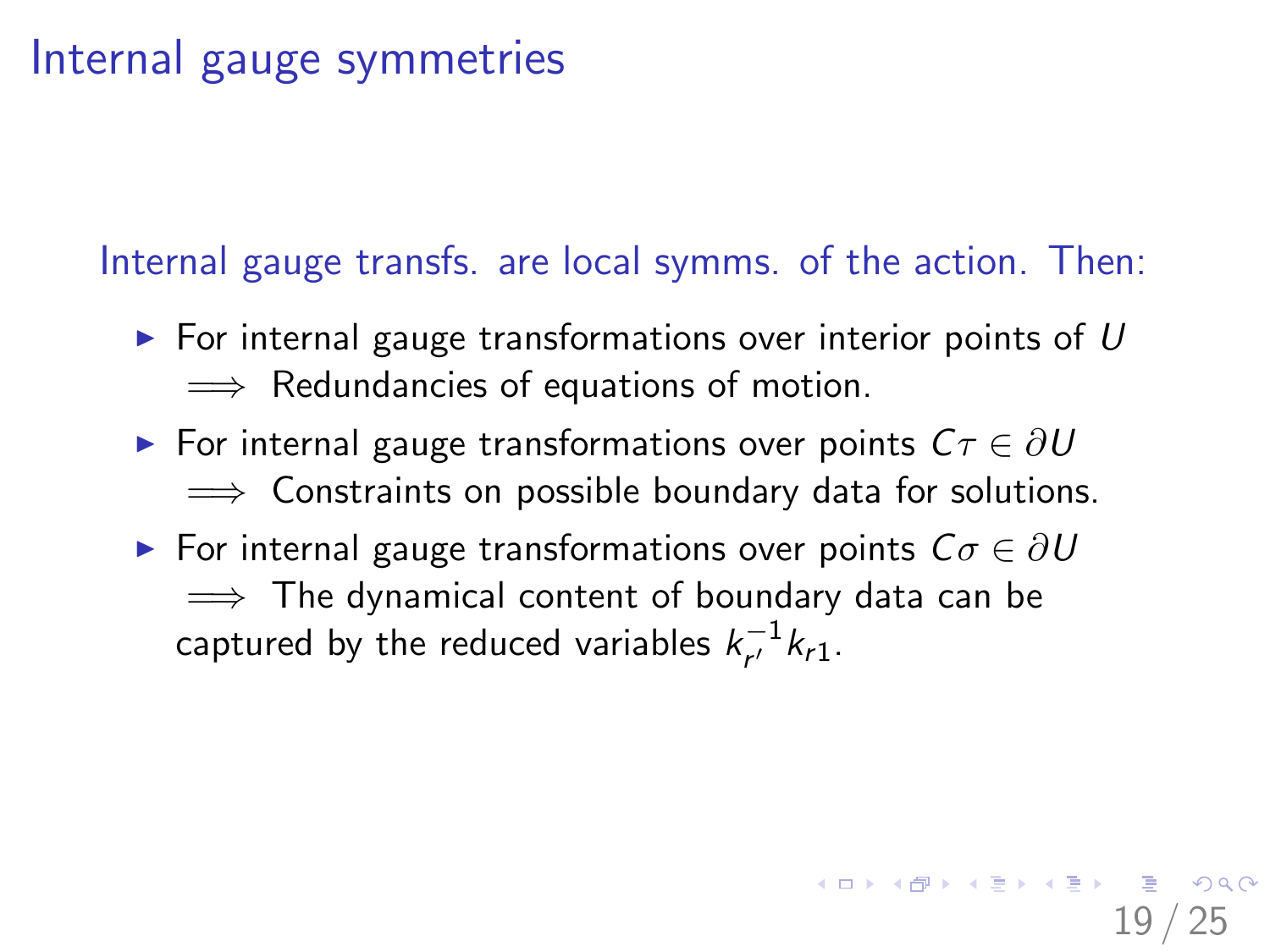# Internal gauge symmetries

Internal gauge transfs. are local symms. of the action. Then:

- For internal gauge transformations over interior points of $U$
  $\Longrightarrow$ Redundancies of equations of motion.
- For internal gauge transformations over points $C\tau \in \partial U$
  $\Longrightarrow$ Constraints on possible boundary data for solutions.
- For internal gauge transformations over points $C\sigma \in \partial U$
  $\Longrightarrow$ The dynamical content of boundary data can be captured by the reduced variables $k_{r'}^{-1} k_{r1}$.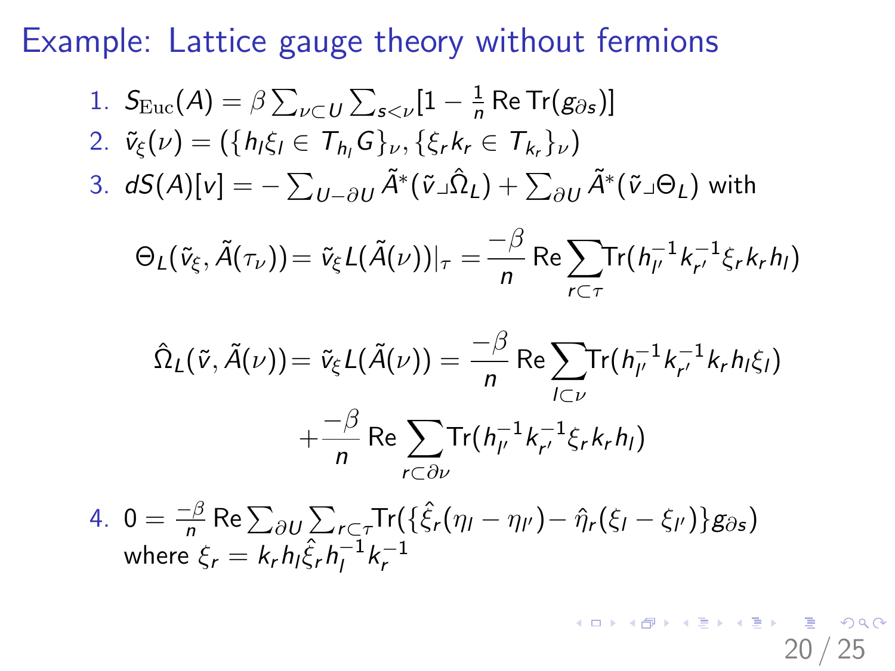# Example: Lattice gauge theory without fermions

1. $S_{\mathrm{Euc}}(A) = \beta \sum_{\nu \subset U} \sum_{s < \nu} [1 - \frac{1}{n} \operatorname{Re} \operatorname{Tr}(g_{\partial s})]$
2. $\tilde{v}_\xi(\nu) = (\{h_l \xi_l \in T_{h_l} G\}_\nu, \{\xi_r k_r \in T_{k_r}\}_\nu)$
3. $dS(A)[v] = -\sum_{U - \partial U} \tilde{A}^*(\tilde{v} \lrcorner \hat{\Omega}_L) + \sum_{\partial U} \tilde{A}^*(\tilde{v} \lrcorner \Theta_L)$ with

$$\Theta_L(\tilde{v}_\xi, \tilde{A}(\tau_\nu)) = \tilde{v}_\xi L(\tilde{A}(\nu))|_\tau = \frac{-\beta}{n} \operatorname{Re} \sum_{r \subset \tau} \operatorname{Tr}(h_{l'}^{-1} k_{r'}^{-1} \xi_r k_r h_l)$$

$$\hat{\Omega}_L(\tilde{v}, \tilde{A}(\nu)) = \tilde{v}_\xi L(\tilde{A}(\nu)) = \frac{-\beta}{n} \operatorname{Re} \sum_{l \subset \nu} \operatorname{Tr}(h_{l'}^{-1} k_{r'}^{-1} k_r h_l \xi_l)$$
$$+ \frac{-\beta}{n} \operatorname{Re} \sum_{r \subset \partial \nu} \operatorname{Tr}(h_{l'}^{-1} k_{r'}^{-1} \xi_r k_r h_l)$$

4. $0 = \frac{-\beta}{n} \operatorname{Re} \sum_{\partial U} \sum_{r \subset \tau} \operatorname{Tr}(\{\hat{\xi}_r(\eta_l - \eta_{l'}) - \hat{\eta}_r(\xi_l - \xi_{l'})\} g_{\partial s})$
   where $\xi_r = k_r h_l \hat{\xi}_r h_l^{-1} k_r^{-1}$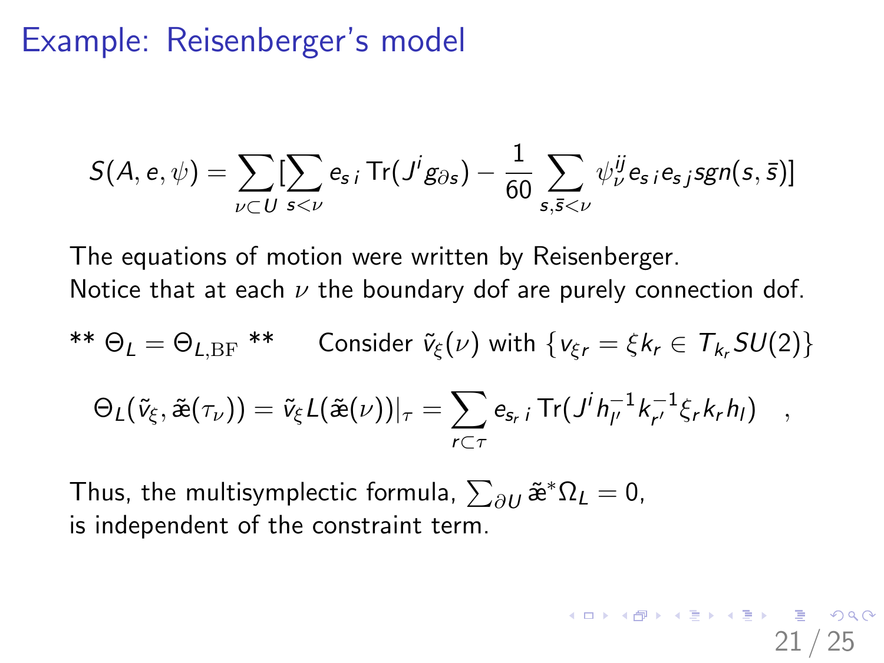# Example: Reisenberger's model

$$S(A, e, \psi) = \sum_{\nu \subset U} [\sum_{s < \nu} e_{s\,i} \operatorname{Tr}(J^i g_{\partial s}) - \frac{1}{60} \sum_{s, \bar{s} < \nu} \psi_\nu^{ij} e_{s\,i} e_{s\,j} sgn(s, \bar{s})]$$

The equations of motion were written by Reisenberger.
Notice that at each $\nu$ the boundary dof are purely connection dof.

** $\Theta_L = \Theta_{L,\mathrm{BF}}$ ** Consider $\tilde{v}_\xi(\nu)$ with $\{v_{\xi r} = \xi k_r \in T_{k_r} SU(2)\}$

$$\Theta_L(\tilde{v}_\xi, \tilde{æ}(\tau_\nu)) = \tilde{v}_\xi L(\tilde{æ}(\nu))|_\tau = \sum_{r \subset \tau} e_{s_r\,i} \operatorname{Tr}(J^i h_{l'}^{-1} k_{r'}^{-1} \xi_r k_r h_l) \quad ,$$

Thus, the multisymplectic formula, $\sum_{\partial U} \tilde{æ}^* \Omega_L = 0$,
is independent of the constraint term.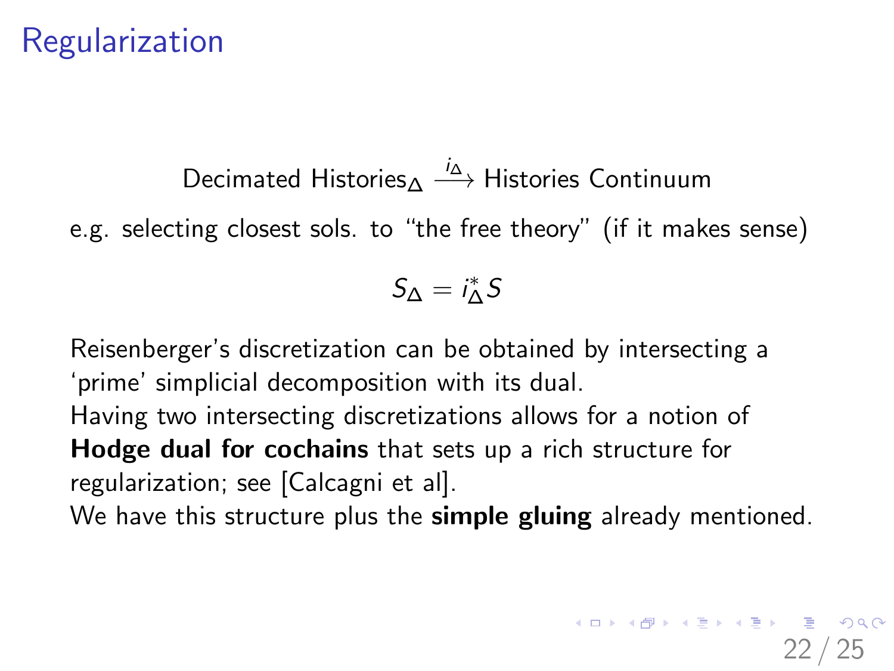# Regularization

$$\text{Decimated Histories}_\Delta \xrightarrow{i_\Delta} \text{Histories Continuum}$$

e.g. selecting closest sols. to “the free theory” (if it makes sense)

$$S_\Delta = i_\Delta^* S$$

Reisenberger’s discretization can be obtained by intersecting a ‘prime’ simplicial decomposition with its dual.
Having two intersecting discretizations allows for a notion of **Hodge dual for cochains** that sets up a rich structure for regularization; see [Calcagni et al].
We have this structure plus the **simple gluing** already mentioned.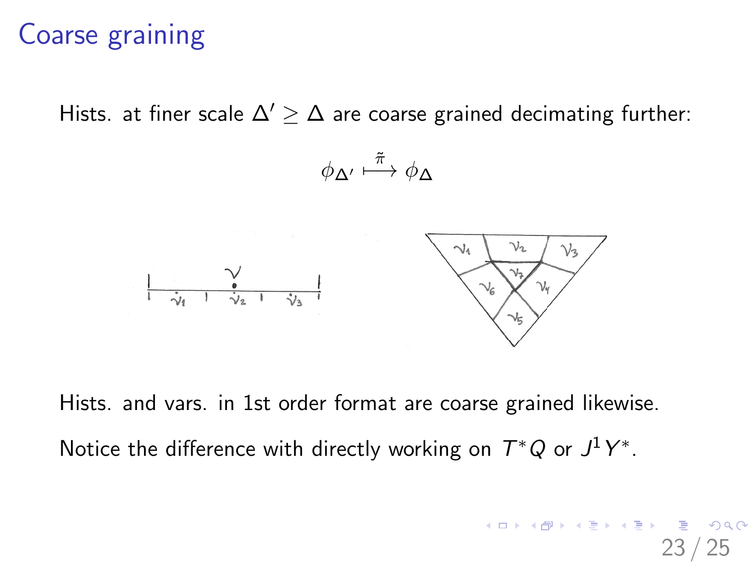# Coarse graining

Hists. at finer scale $\Delta' \geq \Delta$ are coarse grained decimating further:

$$\phi_{\Delta'} \overset{\tilde{\pi}}{\longmapsto} \phi_{\Delta}$$

Hists. and vars. in 1st order format are coarse grained likewise.

Notice the difference with directly working on $T^*Q$ or $J^1Y^*$.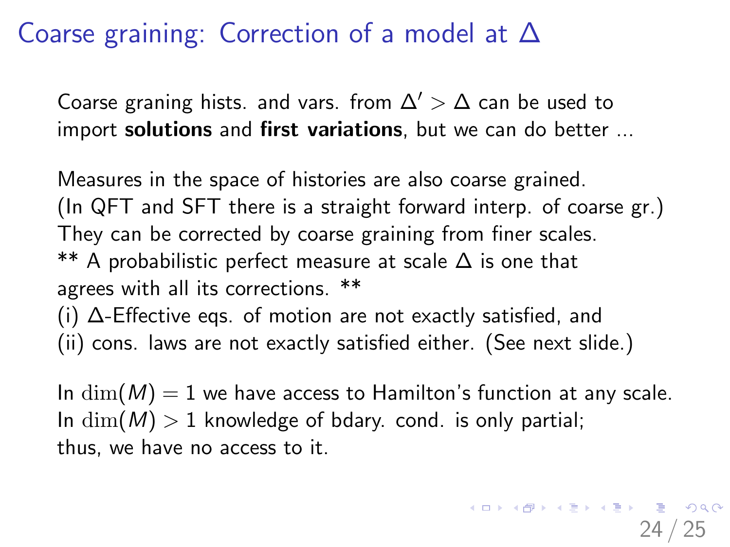# Coarse graining: Correction of a model at $\Delta$

Coarse graning hists. and vars. from $\Delta' > \Delta$ can be used to import **solutions** and **first variations**, but we can do better ...

Measures in the space of histories are also coarse grained.
(In QFT and SFT there is a straight forward interp. of coarse gr.)
They can be corrected by coarse graining from finer scales.
** A probabilistic perfect measure at scale $\Delta$ is one that agrees with all its corrections. **
(i) $\Delta$-Effective eqs. of motion are not exactly satisfied, and
(ii) cons. laws are not exactly satisfied either. (See next slide.)

In $\dim(M) = 1$ we have access to Hamilton's function at any scale.
In $\dim(M) > 1$ knowledge of bdary. cond. is only partial; thus, we have no access to it.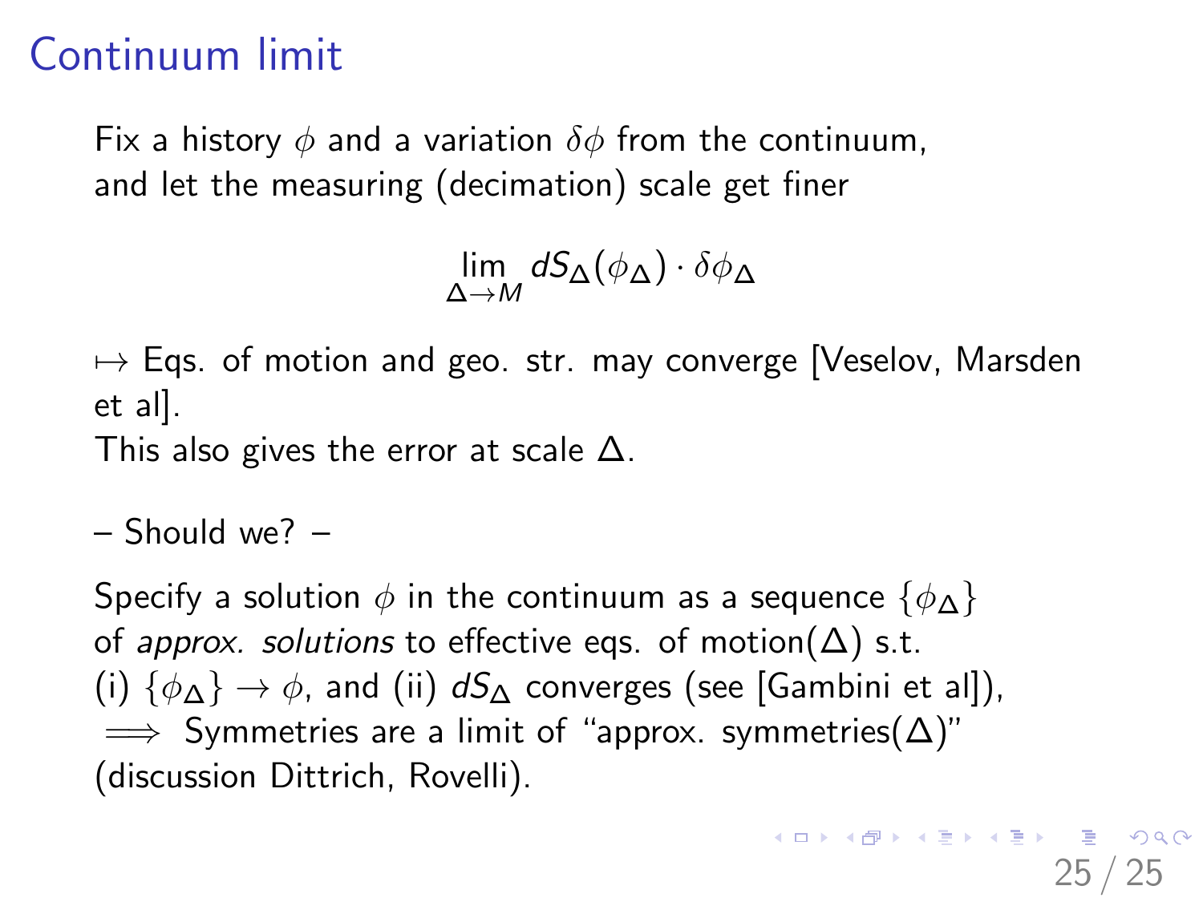# Continuum limit

Fix a history $\phi$ and a variation $\delta\phi$ from the continuum, and let the measuring (decimation) scale get finer

$$\lim_{\Delta \to M} dS_\Delta(\phi_\Delta) \cdot \delta\phi_\Delta$$

$\mapsto$ Eqs. of motion and geo. str. may converge [Veselov, Marsden et al].
This also gives the error at scale $\Delta$.

– Should we? –

Specify a solution $\phi$ in the continuum as a sequence $\{\phi_\Delta\}$ of *approx. solutions* to effective eqs. of motion($\Delta$) s.t.
(i) $\{\phi_\Delta\} \to \phi$, and (ii) $dS_\Delta$ converges (see [Gambini et al]),
$\implies$ Symmetries are a limit of "approx. symmetries($\Delta$)" (discussion Dittrich, Rovelli).